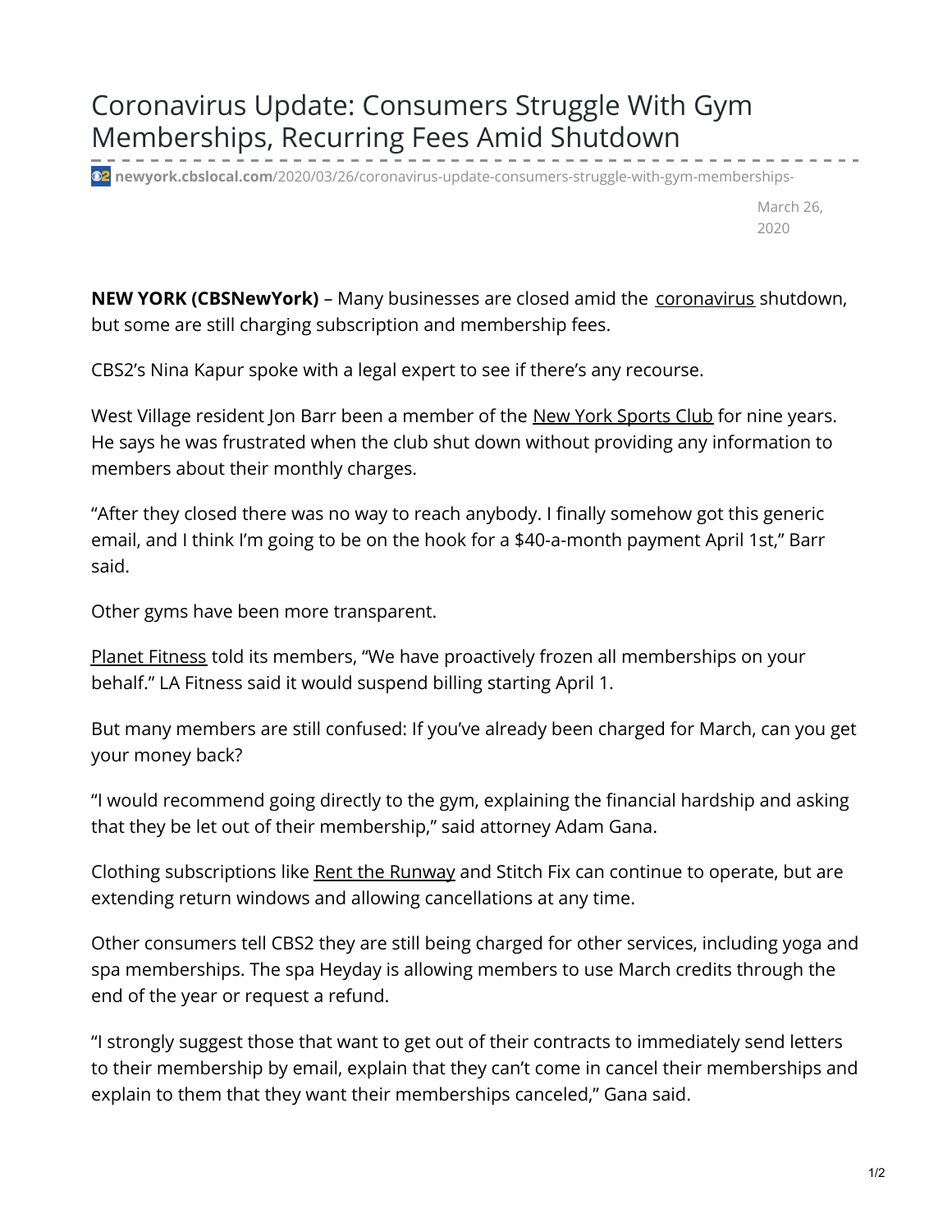# Coronavirus Update: Consumers Struggle With Gym Memberships, Recurring Fees Amid Shutdown

newyork.cbslocal.com/2020/03/26/coronavirus-update-consumers-struggle-with-gym-memberships-

March 26, 2020

**NEW YORK (CBSNewYork)** – Many businesses are closed amid the coronavirus shutdown, but some are still charging subscription and membership fees.

CBS2's Nina Kapur spoke with a legal expert to see if there's any recourse.

West Village resident Jon Barr been a member of the New York Sports Club for nine years. He says he was frustrated when the club shut down without providing any information to members about their monthly charges.

"After they closed there was no way to reach anybody. I finally somehow got this generic email, and I think I'm going to be on the hook for a $40-a-month payment April 1st," Barr said.

Other gyms have been more transparent.

Planet Fitness told its members, "We have proactively frozen all memberships on your behalf." LA Fitness said it would suspend billing starting April 1.

But many members are still confused: If you've already been charged for March, can you get your money back?

"I would recommend going directly to the gym, explaining the financial hardship and asking that they be let out of their membership," said attorney Adam Gana.

Clothing subscriptions like Rent the Runway and Stitch Fix can continue to operate, but are extending return windows and allowing cancellations at any time.

Other consumers tell CBS2 they are still being charged for other services, including yoga and spa memberships. The spa Heyday is allowing members to use March credits through the end of the year or request a refund.

"I strongly suggest those that want to get out of their contracts to immediately send letters to their membership by email, explain that they can't come in cancel their memberships and explain to them that they want their memberships canceled," Gana said.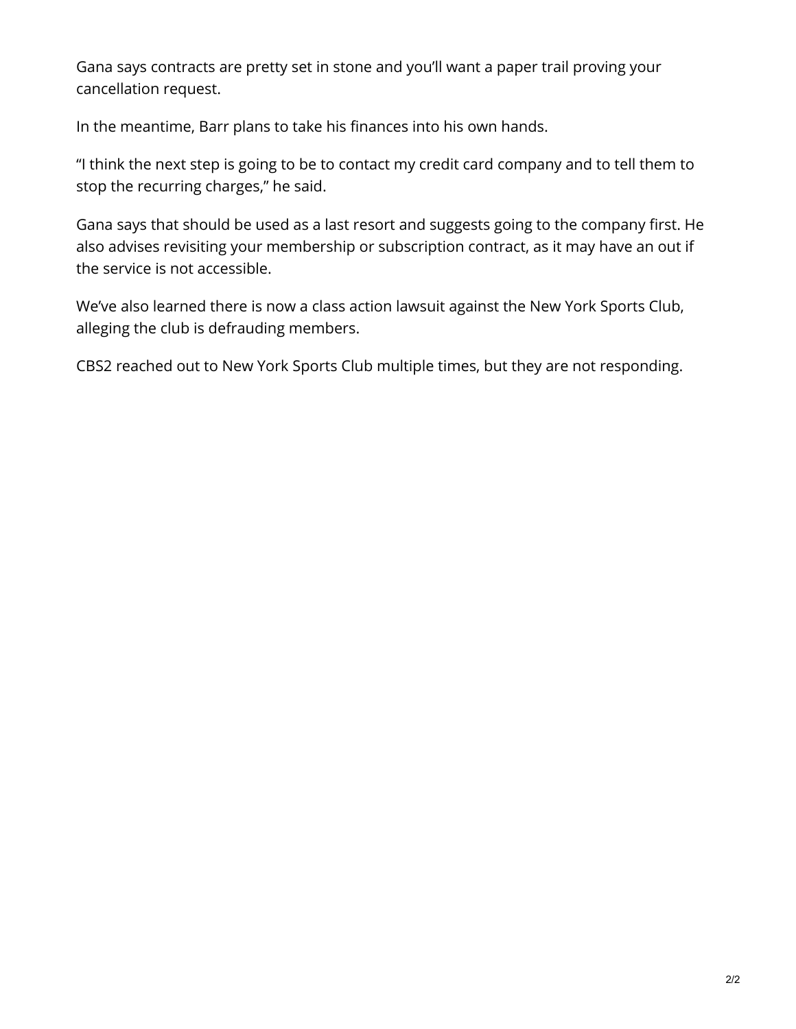Gana says contracts are pretty set in stone and you'll want a paper trail proving your cancellation request.

In the meantime, Barr plans to take his finances into his own hands.

"I think the next step is going to be to contact my credit card company and to tell them to stop the recurring charges," he said.

Gana says that should be used as a last resort and suggests going to the company first. He also advises revisiting your membership or subscription contract, as it may have an out if the service is not accessible.

We've also learned there is now a class action lawsuit against the New York Sports Club, alleging the club is defrauding members.

CBS2 reached out to New York Sports Club multiple times, but they are not responding.